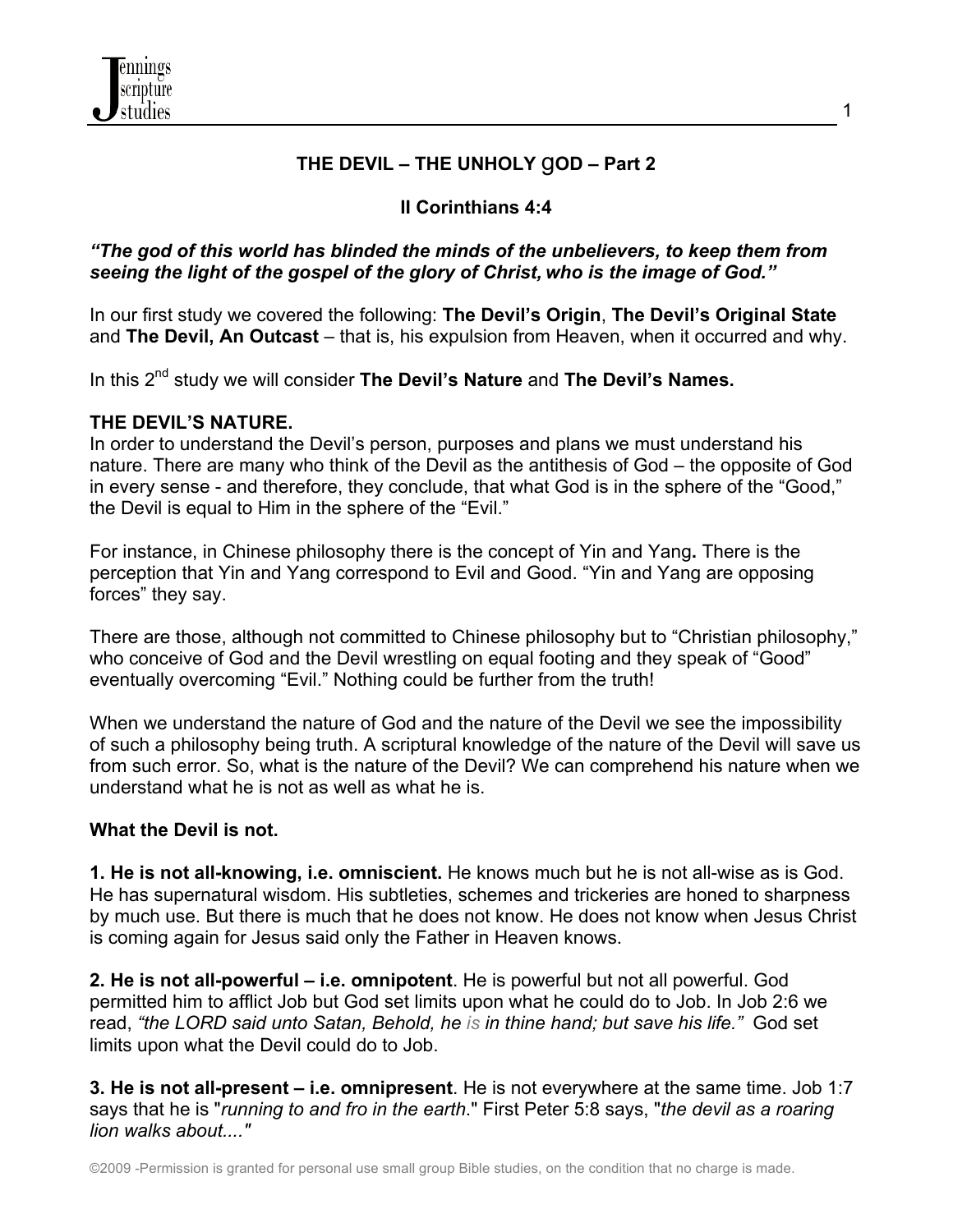# THE DEVIL – THE UNHOLY GOD – Part 2

## II Corinthians 4:4

***"The god of this world has blinded the minds of the unbelievers, to keep them from seeing the light of the gospel of the glory of Christ, who is the image of God."***

In our first study we covered the following: **The Devil's Origin**, **The Devil's Original State** and **The Devil, An Outcast** – that is, his expulsion from Heaven, when it occurred and why.

In this 2nd study we will consider **The Devil's Nature** and **The Devil's Names.**

### THE DEVIL'S NATURE.

In order to understand the Devil's person, purposes and plans we must understand his nature. There are many who think of the Devil as the antithesis of God – the opposite of God in every sense - and therefore, they conclude, that what God is in the sphere of the "Good," the Devil is equal to Him in the sphere of the "Evil."

For instance, in Chinese philosophy there is the concept of Yin and Yang**.** There is the perception that Yin and Yang correspond to Evil and Good. "Yin and Yang are opposing forces" they say.

There are those, although not committed to Chinese philosophy but to "Christian philosophy," who conceive of God and the Devil wrestling on equal footing and they speak of "Good" eventually overcoming "Evil." Nothing could be further from the truth!

When we understand the nature of God and the nature of the Devil we see the impossibility of such a philosophy being truth. A scriptural knowledge of the nature of the Devil will save us from such error. So, what is the nature of the Devil? We can comprehend his nature when we understand what he is not as well as what he is.

**What the Devil is not.**

**1. He is not all-knowing, i.e. omniscient.** He knows much but he is not all-wise as is God. He has supernatural wisdom. His subtleties, schemes and trickeries are honed to sharpness by much use. But there is much that he does not know. He does not know when Jesus Christ is coming again for Jesus said only the Father in Heaven knows.

**2. He is not all-powerful – i.e. omnipotent**. He is powerful but not all powerful. God permitted him to afflict Job but God set limits upon what he could do to Job. In Job 2:6 we read, *"the LORD said unto Satan, Behold, he is in thine hand; but save his life."* God set limits upon what the Devil could do to Job.

**3. He is not all-present – i.e. omnipresent**. He is not everywhere at the same time. Job 1:7 says that he is "*running to and fro in the earth*." First Peter 5:8 says, "*the devil as a roaring lion walks about...."*

©2009 -Permission is granted for personal use small group Bible studies, on the condition that no charge is made.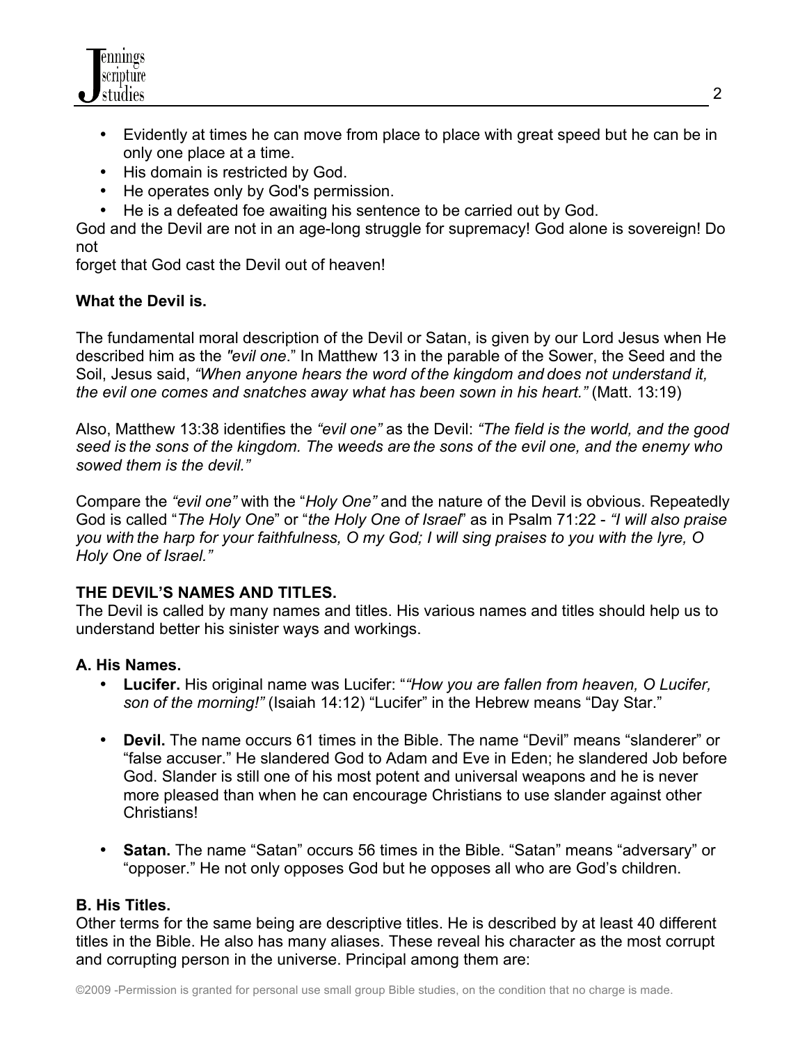- Evidently at times he can move from place to place with great speed but he can be in only one place at a time.
- His domain is restricted by God.
- He operates only by God's permission.
- He is a defeated foe awaiting his sentence to be carried out by God.

God and the Devil are not in an age-long struggle for supremacy! God alone is sovereign! Do not forget that God cast the Devil out of heaven!

**What the Devil is.**

The fundamental moral description of the Devil or Satan, is given by our Lord Jesus when He described him as the *"evil one*." In Matthew 13 in the parable of the Sower, the Seed and the Soil, Jesus said, *"When anyone hears the word of the kingdom and does not understand it, the evil one comes and snatches away what has been sown in his heart."* (Matt. 13:19)

Also, Matthew 13:38 identifies the *"evil one"* as the Devil: *"The field is the world, and the good seed is the sons of the kingdom. The weeds are the sons of the evil one, and the enemy who sowed them is the devil."*

Compare the *"evil one"* with the "*Holy One"* and the nature of the Devil is obvious. Repeatedly God is called "*The Holy One*" or "*the Holy One of Israel*" as in Psalm 71:22 - *"I will also praise you with the harp for your faithfulness, O my God; I will sing praises to you with the lyre, O Holy One of Israel."*

**THE DEVIL'S NAMES AND TITLES.**

The Devil is called by many names and titles. His various names and titles should help us to understand better his sinister ways and workings.

**A. His Names.**

- **Lucifer.** His original name was Lucifer: "*"How you are fallen from heaven, O Lucifer, son of the morning!"* (Isaiah 14:12) "Lucifer" in the Hebrew means "Day Star."

- **Devil.** The name occurs 61 times in the Bible. The name "Devil" means "slanderer" or "false accuser." He slandered God to Adam and Eve in Eden; he slandered Job before God. Slander is still one of his most potent and universal weapons and he is never more pleased than when he can encourage Christians to use slander against other Christians!

- **Satan.** The name "Satan" occurs 56 times in the Bible. "Satan" means "adversary" or "opposer." He not only opposes God but he opposes all who are God's children.

**B. His Titles.**

Other terms for the same being are descriptive titles. He is described by at least 40 different titles in the Bible. He also has many aliases. These reveal his character as the most corrupt and corrupting person in the universe. Principal among them are:

©2009 -Permission is granted for personal use small group Bible studies, on the condition that no charge is made.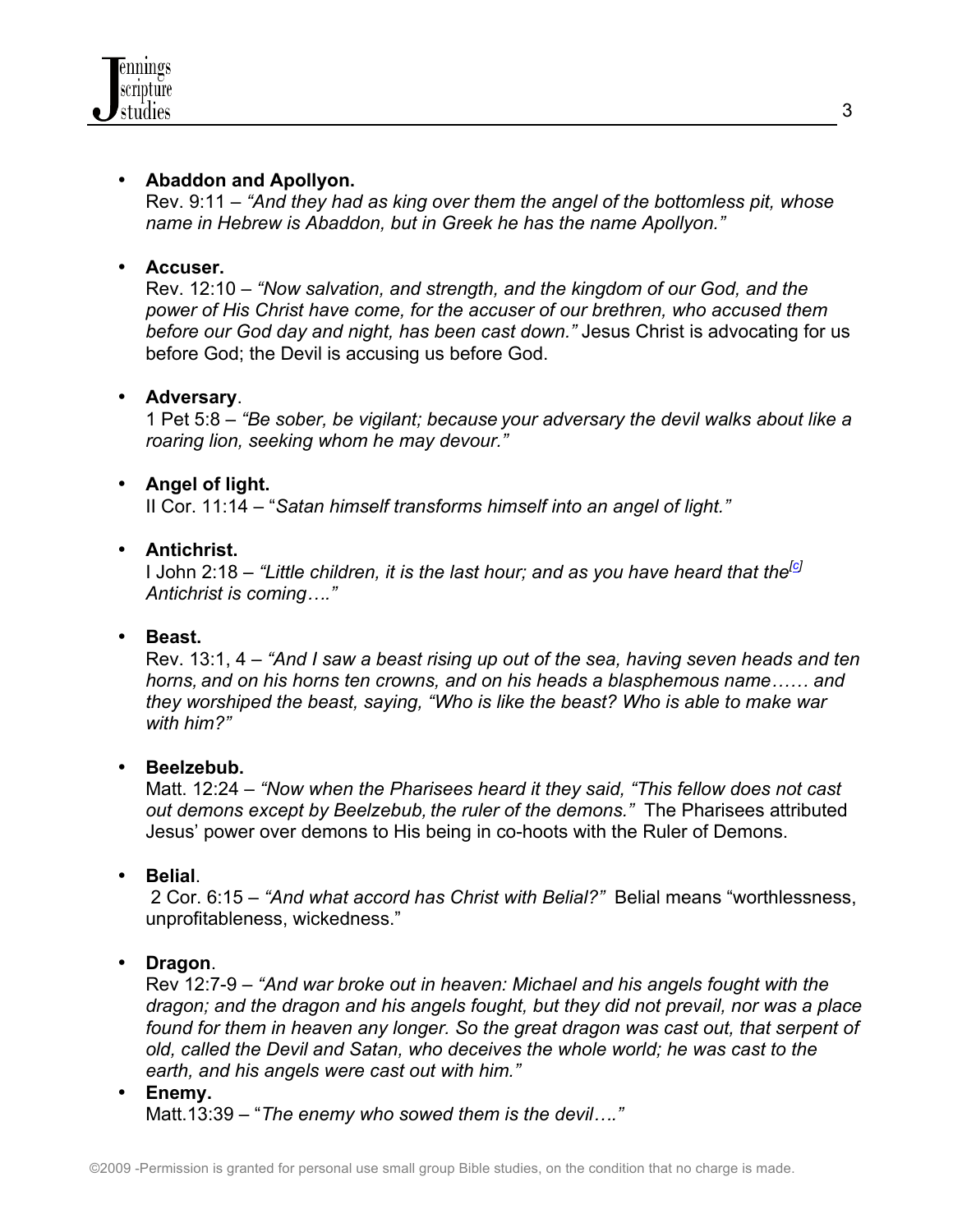- **Abaddon and Apollyon.**
  Rev. 9:11 – *"And they had as king over them the angel of the bottomless pit, whose name in Hebrew is Abaddon, but in Greek he has the name Apollyon."*

- **Accuser.**
  Rev. 12:10 – *"Now salvation, and strength, and the kingdom of our God, and the power of His Christ have come, for the accuser of our brethren, who accused them before our God day and night, has been cast down."* Jesus Christ is advocating for us before God; the Devil is accusing us before God.

- **Adversary**.
  1 Pet 5:8 – *"Be sober, be vigilant; because your adversary the devil walks about like a roaring lion, seeking whom he may devour."*

- **Angel of light.**
  II Cor. 11:14 – "*Satan himself transforms himself into an angel of light."*

- **Antichrist.**
  I John 2:18 – *"Little children, it is the last hour; and as you have heard that the*[c] *Antichrist is coming…."*

- **Beast.**
  Rev. 13:1, 4 – *"And I saw a beast rising up out of the sea, having seven heads and ten horns, and on his horns ten crowns, and on his heads a blasphemous name…… and they worshiped the beast, saying, "Who is like the beast? Who is able to make war with him?"*

- **Beelzebub.**
  Matt. 12:24 – *"Now when the Pharisees heard it they said, "This fellow does not cast out demons except by Beelzebub, the ruler of the demons."* The Pharisees attributed Jesus' power over demons to His being in co-hoots with the Ruler of Demons.

- **Belial**.
  2 Cor. 6:15 – *"And what accord has Christ with Belial?"* Belial means "worthlessness, unprofitableness, wickedness."

- **Dragon**.
  Rev 12:7-9 – *"And war broke out in heaven: Michael and his angels fought with the dragon; and the dragon and his angels fought, but they did not prevail, nor was a place found for them in heaven any longer. So the great dragon was cast out, that serpent of old, called the Devil and Satan, who deceives the whole world; he was cast to the earth, and his angels were cast out with him."*

- **Enemy.**
  Matt.13:39 – "*The enemy who sowed them is the devil…."*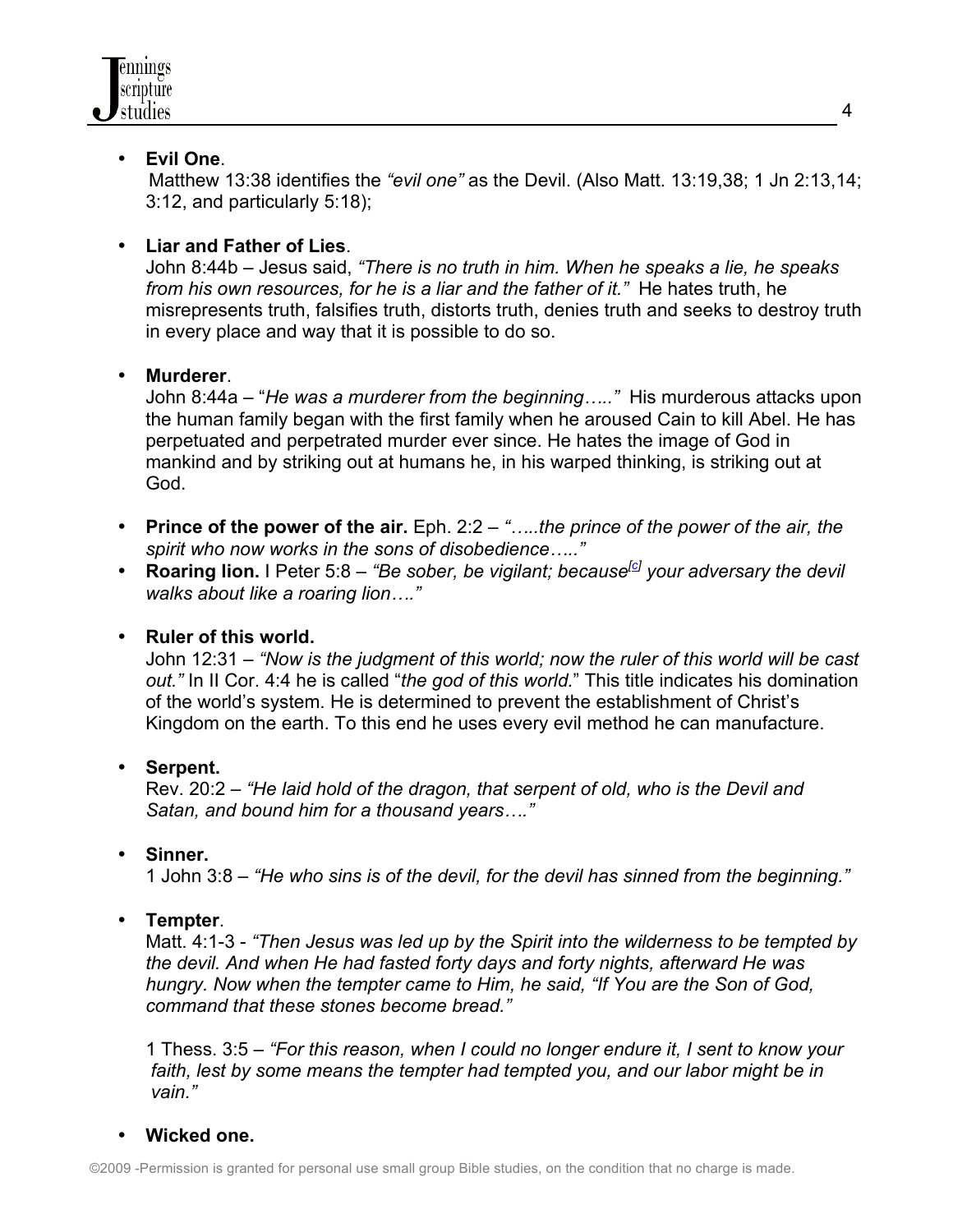- **Evil One**.
  Matthew 13:38 identifies the *"evil one"* as the Devil. (Also Matt. 13:19,38; 1 Jn 2:13,14; 3:12, and particularly 5:18);

- **Liar and Father of Lies**.
  John 8:44b – Jesus said, *"There is no truth in him. When he speaks a lie, he speaks from his own resources, for he is a liar and the father of it."* He hates truth, he misrepresents truth, falsifies truth, distorts truth, denies truth and seeks to destroy truth in every place and way that it is possible to do so.

- **Murderer**.
  John 8:44a – "*He was a murderer from the beginning….."* His murderous attacks upon the human family began with the first family when he aroused Cain to kill Abel. He has perpetuated and perpetrated murder ever since. He hates the image of God in mankind and by striking out at humans he, in his warped thinking, is striking out at God.

- **Prince of the power of the air.** Eph. 2:2 – *"…..the prince of the power of the air, the spirit who now works in the sons of disobedience….."*
- **Roaring lion.** I Peter 5:8 – *"Be sober, be vigilant; because*[c] *your adversary the devil walks about like a roaring lion…."*

- **Ruler of this world.**
  John 12:31 – *"Now is the judgment of this world; now the ruler of this world will be cast out."* In II Cor. 4:4 he is called "*the god of this world.*" This title indicates his domination of the world's system. He is determined to prevent the establishment of Christ's Kingdom on the earth. To this end he uses every evil method he can manufacture.

- **Serpent.**
  Rev. 20:2 – *"He laid hold of the dragon, that serpent of old, who is the Devil and Satan, and bound him for a thousand years…."*

- **Sinner.**
  1 John 3:8 – *"He who sins is of the devil, for the devil has sinned from the beginning."*

- **Tempter**.
  Matt. 4:1-3 - *"Then Jesus was led up by the Spirit into the wilderness to be tempted by the devil. And when He had fasted forty days and forty nights, afterward He was hungry. Now when the tempter came to Him, he said, "If You are the Son of God, command that these stones become bread."*

  1 Thess. 3:5 – *"For this reason, when I could no longer endure it, I sent to know your faith, lest by some means the tempter had tempted you, and our labor might be in vain."*

- **Wicked one.**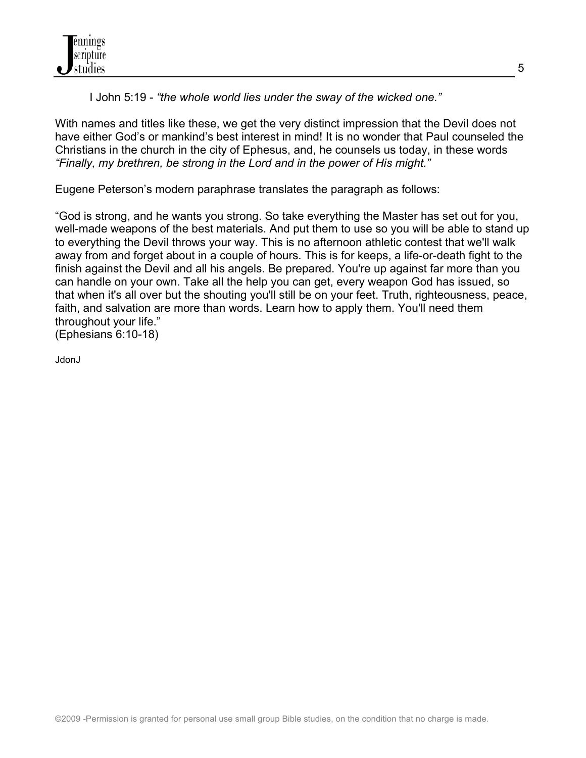I John 5:19 - *"the whole world lies under the sway of the wicked one."*

With names and titles like these, we get the very distinct impression that the Devil does not have either God's or mankind's best interest in mind! It is no wonder that Paul counseled the Christians in the church in the city of Ephesus, and, he counsels us today, in these words *"Finally, my brethren, be strong in the Lord and in the power of His might."*

Eugene Peterson's modern paraphrase translates the paragraph as follows:

"God is strong, and he wants you strong. So take everything the Master has set out for you, well-made weapons of the best materials. And put them to use so you will be able to stand up to everything the Devil throws your way. This is no afternoon athletic contest that we'll walk away from and forget about in a couple of hours. This is for keeps, a life-or-death fight to the finish against the Devil and all his angels. Be prepared. You're up against far more than you can handle on your own. Take all the help you can get, every weapon God has issued, so that when it's all over but the shouting you'll still be on your feet. Truth, righteousness, peace, faith, and salvation are more than words. Learn how to apply them. You'll need them throughout your life."
(Ephesians 6:10-18)

JdonJ

©2009 -Permission is granted for personal use small group Bible studies, on the condition that no charge is made.